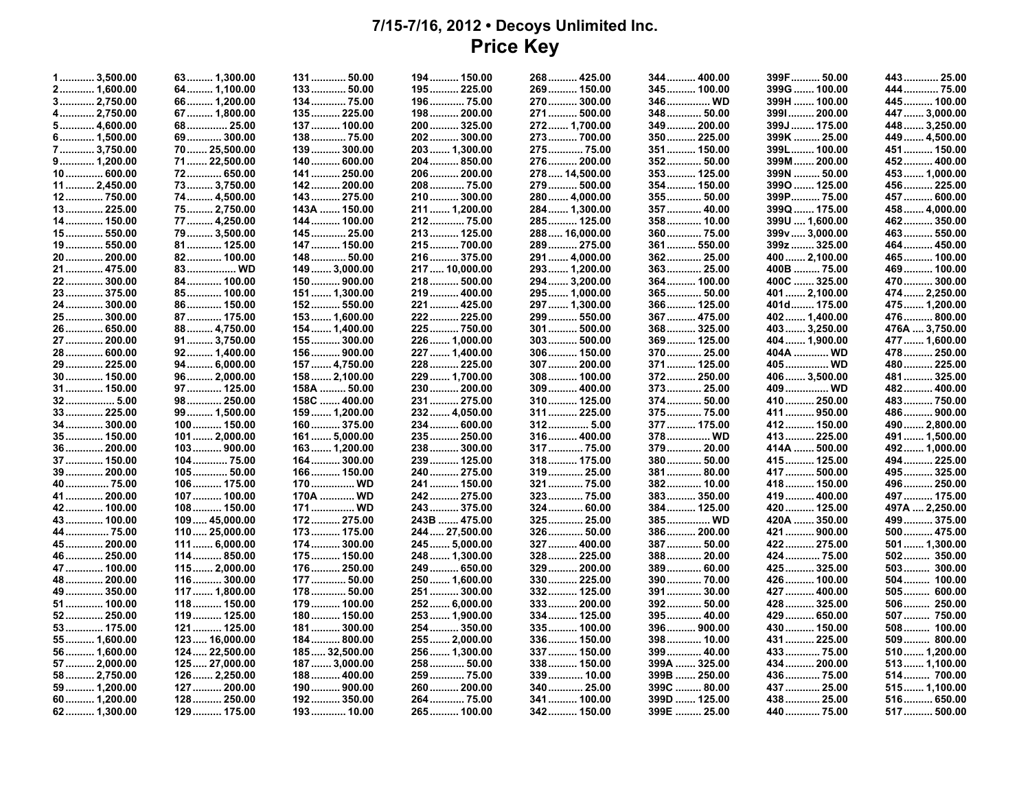# 7/15-7/16, 2012 • Decoys Unlimited Inc.

## Price Key

| Lot | Price | Lot | Price | Lot | Price | Lot | Price | Lot | Price | Lot | Price | Lot | Price | Lot | Price |
|---|---|---|---|---|---|---|---|---|---|---|---|---|---|---|---|
| 1 | 3,500.00 | 63 | 1,300.00 | 131 | 50.00 | 194 | 150.00 | 268 | 425.00 | 344 | 400.00 | 399F | 50.00 | 443 | 25.00 |
| 2 | 1,600.00 | 64 | 1,100.00 | 133 | 50.00 | 195 | 225.00 | 269 | 150.00 | 345 | 100.00 | 399G | 100.00 | 444 | 75.00 |
| 3 | 2,750.00 | 66 | 1,200.00 | 134 | 75.00 | 196 | 75.00 | 270 | 300.00 | 346 | WD | 399H | 100.00 | 445 | 100.00 |
| 4 | 2,750.00 | 67 | 1,800.00 | 135 | 225.00 | 198 | 200.00 | 271 | 500.00 | 348 | 50.00 | 399I | 200.00 | 447 | 3,000.00 |
| 5 | 4,600.00 | 68 | 25.00 | 137 | 100.00 | 200 | 325.00 | 272 | 1,700.00 | 349 | 200.00 | 399J | 175.00 | 448 | 3,250.00 |
| 6 | 1,500.00 | 69 | 300.00 | 138 | 75.00 | 202 | 300.00 | 273 | 700.00 | 350 | 225.00 | 399K | 25.00 | 449 | 4,500.00 |
| 7 | 3,750.00 | 70 | 25,500.00 | 139 | 300.00 | 203 | 1,300.00 | 275 | 75.00 | 351 | 150.00 | 399L | 100.00 | 451 | 150.00 |
| 9 | 1,200.00 | 71 | 22,500.00 | 140 | 600.00 | 204 | 850.00 | 276 | 200.00 | 352 | 50.00 | 399M | 200.00 | 452 | 400.00 |
| 10 | 600.00 | 72 | 650.00 | 141 | 250.00 | 206 | 200.00 | 278 | 14,500.00 | 353 | 125.00 | 399N | 50.00 | 453 | 1,000.00 |
| 11 | 2,450.00 | 73 | 3,750.00 | 142 | 200.00 | 208 | 75.00 | 279 | 500.00 | 354 | 150.00 | 399O | 125.00 | 456 | 225.00 |
| 12 | 750.00 | 74 | 4,500.00 | 143 | 275.00 | 210 | 300.00 | 280 | 4,000.00 | 355 | 50.00 | 399P | 75.00 | 457 | 600.00 |
| 13 | 225.00 | 75 | 2,750.00 | 143A | 150.00 | 211 | 1,200.00 | 284 | 1,300.00 | 357 | 40.00 | 399Q | 175.00 | 458 | 4,000.00 |
| 14 | 150.00 | 77 | 4,250.00 | 144 | 100.00 | 212 | 75.00 | 285 | 125.00 | 358 | 10.00 | 399U | 1,600.00 | 462 | 350.00 |
| 15 | 550.00 | 79 | 3,500.00 | 145 | 25.00 | 213 | 125.00 | 288 | 16,000.00 | 360 | 75.00 | 399v | 3,000.00 | 463 | 550.00 |
| 19 | 550.00 | 81 | 125.00 | 147 | 150.00 | 215 | 700.00 | 289 | 275.00 | 361 | 550.00 | 399z | 325.00 | 464 | 450.00 |
| 20 | 200.00 | 82 | 100.00 | 148 | 50.00 | 216 | 375.00 | 291 | 4,000.00 | 362 | 25.00 | 400 | 2,100.00 | 465 | 100.00 |
| 21 | 475.00 | 83 | WD | 149 | 3,000.00 | 217 | 10,000.00 | 293 | 1,200.00 | 363 | 25.00 | 400B | 75.00 | 469 | 100.00 |
| 22 | 300.00 | 84 | 100.00 | 150 | 900.00 | 218 | 500.00 | 294 | 3,200.00 | 364 | 100.00 | 400C | 325.00 | 470 | 300.00 |
| 23 | 375.00 | 85 | 100.00 | 151 | 1,300.00 | 219 | 400.00 | 295 | 1,000.00 | 365 | 50.00 | 401 | 2,100.00 | 474 | 2,250.00 |
| 24 | 300.00 | 86 | 150.00 | 152 | 550.00 | 221 | 425.00 | 297 | 1,300.00 | 366 | 125.00 | 401d | 175.00 | 475 | 1,200.00 |
| 25 | 300.00 | 87 | 175.00 | 153 | 1,600.00 | 222 | 225.00 | 299 | 550.00 | 367 | 475.00 | 402 | 1,400.00 | 476 | 800.00 |
| 26 | 650.00 | 88 | 4,750.00 | 154 | 1,400.00 | 225 | 750.00 | 301 | 500.00 | 368 | 325.00 | 403 | 3,250.00 | 476A | 3,750.00 |
| 27 | 200.00 | 91 | 3,750.00 | 155 | 300.00 | 226 | 1,000.00 | 303 | 500.00 | 369 | 125.00 | 404 | 1,900.00 | 477 | 1,600.00 |
| 28 | 600.00 | 92 | 1,400.00 | 156 | 900.00 | 227 | 1,400.00 | 306 | 150.00 | 370 | 25.00 | 404A | WD | 478 | 250.00 |
| 29 | 225.00 | 94 | 6,000.00 | 157 | 4,750.00 | 228 | 225.00 | 307 | 200.00 | 371 | 125.00 | 405 | WD | 480 | 225.00 |
| 30 | 150.00 | 96 | 2,000.00 | 158 | 2,100.00 | 229 | 1,700.00 | 308 | 100.00 | 372 | 250.00 | 406 | 3,500.00 | 481 | 325.00 |
| 31 | 150.00 | 97 | 125.00 | 158A | 50.00 | 230 | 200.00 | 309 | 400.00 | 373 | 25.00 | 409 | WD | 482 | 400.00 |
| 32 | 5.00 | 98 | 250.00 | 158C | 400.00 | 231 | 275.00 | 310 | 125.00 | 374 | 50.00 | 410 | 250.00 | 483 | 750.00 |
| 33 | 225.00 | 99 | 1,500.00 | 159 | 1,200.00 | 232 | 4,050.00 | 311 | 225.00 | 375 | 75.00 | 411 | 950.00 | 486 | 900.00 |
| 34 | 300.00 | 100 | 150.00 | 160 | 375.00 | 234 | 600.00 | 312 | 5.00 | 377 | 175.00 | 412 | 150.00 | 490 | 2,800.00 |
| 35 | 150.00 | 101 | 2,000.00 | 161 | 5,000.00 | 235 | 250.00 | 316 | 400.00 | 378 | WD | 413 | 225.00 | 491 | 1,500.00 |
| 36 | 200.00 | 103 | 900.00 | 163 | 1,200.00 | 238 | 300.00 | 317 | 75.00 | 379 | 20.00 | 414A | 500.00 | 492 | 1,000.00 |
| 37 | 150.00 | 104 | 75.00 | 164 | 300.00 | 239 | 125.00 | 318 | 175.00 | 380 | 50.00 | 415 | 125.00 | 494 | 225.00 |
| 39 | 200.00 | 105 | 50.00 | 166 | 150.00 | 240 | 275.00 | 319 | 25.00 | 381 | 80.00 | 417 | 500.00 | 495 | 325.00 |
| 40 | 75.00 | 106 | 175.00 | 170 | WD | 241 | 150.00 | 321 | 75.00 | 382 | 10.00 | 418 | 150.00 | 496 | 250.00 |
| 41 | 200.00 | 107 | 100.00 | 170A | WD | 242 | 275.00 | 323 | 75.00 | 383 | 350.00 | 419 | 400.00 | 497 | 175.00 |
| 42 | 100.00 | 108 | 150.00 | 171 | WD | 243 | 375.00 | 324 | 60.00 | 384 | 125.00 | 420 | 125.00 | 497A | 2,250.00 |
| 43 | 100.00 | 109 | 45,000.00 | 172 | 275.00 | 243B | 475.00 | 325 | 25.00 | 385 | WD | 420A | 350.00 | 499 | 375.00 |
| 44 | 75.00 | 110 | 25,000.00 | 173 | 175.00 | 244 | 27,500.00 | 326 | 50.00 | 386 | 200.00 | 421 | 900.00 | 500 | 475.00 |
| 45 | 200.00 | 111 | 6,000.00 | 174 | 300.00 | 245 | 5,000.00 | 327 | 400.00 | 387 | 50.00 | 422 | 275.00 | 501 | 1,300.00 |
| 46 | 250.00 | 114 | 850.00 | 175 | 150.00 | 248 | 1,300.00 | 328 | 225.00 | 388 | 20.00 | 424 | 75.00 | 502 | 350.00 |
| 47 | 100.00 | 115 | 2,000.00 | 176 | 250.00 | 249 | 650.00 | 329 | 200.00 | 389 | 60.00 | 425 | 325.00 | 503 | 300.00 |
| 48 | 200.00 | 116 | 300.00 | 177 | 50.00 | 250 | 1,600.00 | 330 | 225.00 | 390 | 70.00 | 426 | 100.00 | 504 | 100.00 |
| 49 | 350.00 | 117 | 1,800.00 | 178 | 50.00 | 251 | 300.00 | 332 | 125.00 | 391 | 30.00 | 427 | 400.00 | 505 | 600.00 |
| 51 | 100.00 | 118 | 150.00 | 179 | 100.00 | 252 | 6,000.00 | 333 | 200.00 | 392 | 50.00 | 428 | 325.00 | 506 | 250.00 |
| 52 | 250.00 | 119 | 125.00 | 180 | 150.00 | 253 | 1,900.00 | 334 | 125.00 | 395 | 40.00 | 429 | 650.00 | 507 | 750.00 |
| 53 | 175.00 | 121 | 125.00 | 181 | 300.00 | 254 | 350.00 | 335 | 100.00 | 396 | 900.00 | 430 | 150.00 | 508 | 100.00 |
| 55 | 1,600.00 | 123 | 16,000.00 | 184 | 800.00 | 255 | 2,000.00 | 336 | 150.00 | 398 | 10.00 | 431 | 225.00 | 509 | 800.00 |
| 56 | 1,600.00 | 124 | 22,500.00 | 185 | 32,500.00 | 256 | 1,300.00 | 337 | 150.00 | 399 | 40.00 | 433 | 75.00 | 510 | 1,200.00 |
| 57 | 2,000.00 | 125 | 27,000.00 | 187 | 3,000.00 | 258 | 50.00 | 338 | 150.00 | 399A | 325.00 | 434 | 200.00 | 513 | 1,100.00 |
| 58 | 2,750.00 | 126 | 2,250.00 | 188 | 400.00 | 259 | 75.00 | 339 | 10.00 | 399B | 250.00 | 436 | 75.00 | 514 | 700.00 |
| 59 | 1,200.00 | 127 | 200.00 | 190 | 900.00 | 260 | 200.00 | 340 | 25.00 | 399C | 80.00 | 437 | 25.00 | 515 | 1,100.00 |
| 60 | 1,200.00 | 128 | 250.00 | 192 | 350.00 | 264 | 75.00 | 341 | 100.00 | 399D | 125.00 | 438 | 25.00 | 516 | 650.00 |
| 62 | 1,300.00 | 129 | 175.00 | 193 | 10.00 | 265 | 100.00 | 342 | 150.00 | 399E | 25.00 | 440 | 75.00 | 517 | 500.00 |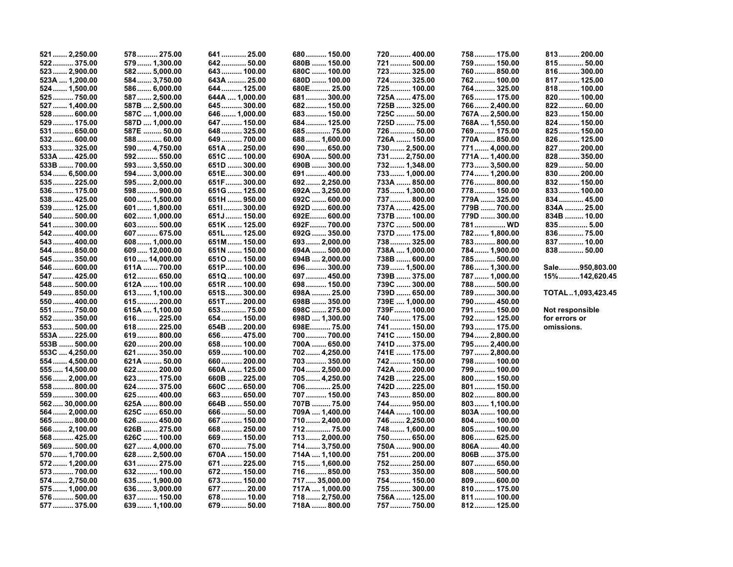521 ....... 2,250.00
522 .......... 375.00
523 ....... 2,900.00
523A .... 1,200.00
524 ....... 1,500.00
525 .......... 750.00
527 ....... 1,400.00
528 .......... 600.00
529 .......... 175.00
531 .......... 650.00
532 .......... 600.00
533 .......... 325.00
533A ....... 425.00
533B ....... 700.00
534 ....... 6,500.00
535 .......... 225.00
536 .......... 175.00
538 .......... 425.00
539 .......... 125.00
540 .......... 500.00
541 .......... 300.00
542 .......... 400.00
543 .......... 400.00
544 .......... 850.00
545 .......... 350.00
546 .......... 600.00
547 .......... 425.00
548 .......... 500.00
549 .......... 850.00
550 .......... 400.00
551 .......... 750.00
552 .......... 350.00
553 .......... 500.00
553A ....... 225.00
553B ....... 500.00
553C .... 4,250.00
554 ....... 4,500.00
555 ..... 14,500.00
556 ....... 2,000.00
558 .......... 800.00
559 .......... 300.00
562 ..... 30,000.00
564 ....... 2,000.00
565 .......... 800.00
566 ....... 2,100.00
568 .......... 425.00
569 .......... 500.00
570 ....... 1,700.00
572 ....... 1,200.00
573 .......... 700.00
574 ....... 2,750.00
575 ....... 1,000.00
576 .......... 500.00
577 .......... 375.00

578 .......... 275.00
579 ....... 1,300.00
582 ....... 5,000.00
584 ....... 3,750.00
586 ....... 6,000.00
587 ....... 2,500.00
587B .... 2,500.00
587C .... 1,000.00
587D .... 1,000.00
587E ......... 50.00
588 ............ 60.00
590 ....... 4,750.00
592 .......... 550.00
593 ....... 3,550.00
594 ....... 3,000.00
595 ....... 2,000.00
598 .......... 900.00
600 ....... 1,500.00
601 ....... 1,800.00
602 ....... 1,000.00
603 .......... 500.00
607 .......... 675.00
608 ....... 1,000.00
609 ..... 12,000.00
610 ..... 14,000.00
611A ....... 700.00
612 .......... 650.00
612A ....... 100.00
613 ....... 1,100.00
615 .......... 200.00
615A .... 1,100.00
616 .......... 225.00
618 .......... 225.00
619 .......... 800.00
620 .......... 200.00
621 .......... 350.00
621A ......... 50.00
622 .......... 200.00
623 .......... 175.00
624 .......... 375.00
625 .......... 400.00
625A ....... 800.00
625C ....... 650.00
626 .......... 450.00
626B ....... 275.00
626C ....... 100.00
627 ....... 4,000.00
628 ....... 2,500.00
631 .......... 275.00
632 .......... 100.00
635 ....... 1,900.00
636 ....... 3,000.00
637 .......... 150.00
639 ....... 1,100.00

641 ............ 25.00
642 ............ 50.00
643 .......... 100.00
643A ......... 25.00
644 .......... 125.00
644A .... 1,000.00
645 .......... 300.00
646 ....... 1,000.00
647 .......... 150.00
648 .......... 325.00
649 .......... 700.00
651A ....... 250.00
651C ....... 100.00
651D ....... 300.00
651E ........ 300.00
651F ........ 300.00
651G ....... 125.00
651H ....... 950.00
651I ......... 300.00
651J ........ 150.00
651K ....... 125.00
651L ......... 125.00
651M ....... 150.00
651N ....... 150.00
651O ....... 150.00
651P ........ 100.00
651Q ....... 100.00
651R ....... 100.00
651S ........ 300.00
651T ........ 200.00
653 ............ 75.00
654 .......... 150.00
654B ....... 200.00
656 .......... 475.00
658 .......... 100.00
659 .......... 100.00
660 .......... 200.00
660A ....... 125.00
660B ....... 225.00
660C ....... 650.00
663 .......... 650.00
664B ....... 550.00
666 ............ 50.00
667 .......... 150.00
668 .......... 250.00
669 .......... 150.00
670 ............ 75.00
670A ....... 150.00
671 .......... 225.00
672 .......... 150.00
673 .......... 150.00
677 ............ 20.00
678 ............ 10.00
679 ............ 50.00

680 .......... 150.00
680B ....... 150.00
680C ....... 100.00
680D ....... 100.00
680E ......... 25.00
681 .......... 300.00
682 .......... 150.00
683 .......... 150.00
684 .......... 125.00
685 ............ 75.00
688 ....... 1,600.00
690 .......... 650.00
690A ....... 500.00
690B ....... 300.00
691 .......... 400.00
692 ....... 2,250.00
692A .... 3,250.00
692C ....... 600.00
692D ....... 600.00
692E ........ 600.00
692F ........ 700.00
692G ....... 350.00
693 ....... 2,000.00
694A ....... 500.00
694B .... 2,000.00
696 .......... 300.00
697 .......... 450.00
698 .......... 150.00
698A ......... 25.00
698B ....... 350.00
698C ....... 275.00
698D .... 1,300.00
698E ......... 75.00
700 .......... 700.00
700A ....... 650.00
702 ....... 4,250.00
703 .......... 350.00
704 ....... 2,500.00
705 ....... 4,250.00
706 ............ 25.00
707 .......... 150.00
707B ......... 75.00
709A .... 1,400.00
710 ....... 2,400.00
712 ............ 75.00
713 ....... 2,000.00
714 ....... 3,750.00
714A .... 1,100.00
715 ....... 1,600.00
716 .......... 850.00
717 ..... 35,000.00
717A .... 1,000.00
718 ....... 2,750.00
718A ....... 800.00

720 .......... 400.00
721 .......... 500.00
723 .......... 325.00
724 .......... 325.00
725 .......... 100.00
725A ....... 475.00
725B ....... 325.00
725C ......... 50.00
725D ......... 75.00
726 ............ 50.00
726A ....... 150.00
730 ....... 2,500.00
731 ....... 2,750.00
732 ....... 1,348.00
733 ....... 1,000.00
733A ....... 850.00
735 ....... 1,300.00
737 .......... 800.00
737A ....... 425.00
737B ....... 100.00
737C ....... 500.00
737D ....... 175.00
738 .......... 325.00
738A .... 1,000.00
738B ....... 600.00
739 ....... 1,500.00
739B ....... 375.00
739C ....... 300.00
739D ....... 650.00
739E .... 1,000.00
739F ........ 100.00
740 .......... 175.00
741 .......... 150.00
741C ....... 150.00
741D ....... 375.00
741E ....... 175.00
742 .......... 150.00
742A ....... 200.00
742B ....... 225.00
742D ....... 225.00
743 .......... 850.00
744 .......... 950.00
744A ....... 100.00
746 ....... 2,250.00
748 ....... 1,600.00
750 .......... 650.00
750A ....... 900.00
751 .......... 200.00
752 .......... 250.00
753 .......... 350.00
754 .......... 150.00
755 .......... 300.00
756A ....... 125.00
757 .......... 750.00

758 .......... 175.00
759 .......... 150.00
760 .......... 850.00
762 .......... 100.00
764 .......... 325.00
765 .......... 175.00
766 ....... 2,400.00
767A .... 2,500.00
768A .... 1,550.00
769 .......... 175.00
770A ....... 850.00
771 ....... 4,000.00
771A .... 1,400.00
773 ....... 3,500.00
774 ....... 1,200.00
776 .......... 800.00
778 .......... 150.00
779A ....... 325.00
779B ....... 700.00
779D ....... 300.00
781 ............... WD
782 ....... 1,800.00
783 .......... 800.00
784 ....... 1,900.00
785 .......... 500.00
786 ....... 1,300.00
787 ....... 1,000.00
788 .......... 500.00
789 .......... 300.00
790 .......... 450.00
791 .......... 150.00
792 .......... 125.00
793 .......... 175.00
794 ....... 2,800.00
795 ....... 2,400.00
797 ....... 2,800.00
798 .......... 100.00
799 .......... 100.00
800 .......... 150.00
801 .......... 150.00
802 .......... 800.00
803 ....... 1,100.00
803A ....... 100.00
804 .......... 100.00
805 .......... 100.00
806 .......... 625.00
806A ......... 40.00
806B ....... 375.00
807 .......... 650.00
808 .......... 500.00
809 .......... 600.00
810 .......... 175.00
811 .......... 100.00
812 .......... 125.00

813 .......... 200.00
815 ............ 50.00
816 .......... 300.00
817 .......... 125.00
818 .......... 100.00
820 .......... 100.00
822 ............ 60.00
823 .......... 150.00
824 .......... 150.00
825 .......... 150.00
826 .......... 125.00
827 .......... 200.00
828 .......... 350.00
829 ............ 50.00
830 .......... 200.00
832 .......... 150.00
833 .......... 100.00
834 ............ 45.00
834A ......... 25.00
834B ......... 10.00
835 .............. 5.00
836 ............ 75.00
837 ............ 10.00
838 ............ 50.00

Sale..........950,803.00
15%..........142,620.45

TOTAL..1,093,423.45

Not responsible
for errors or
omissions.